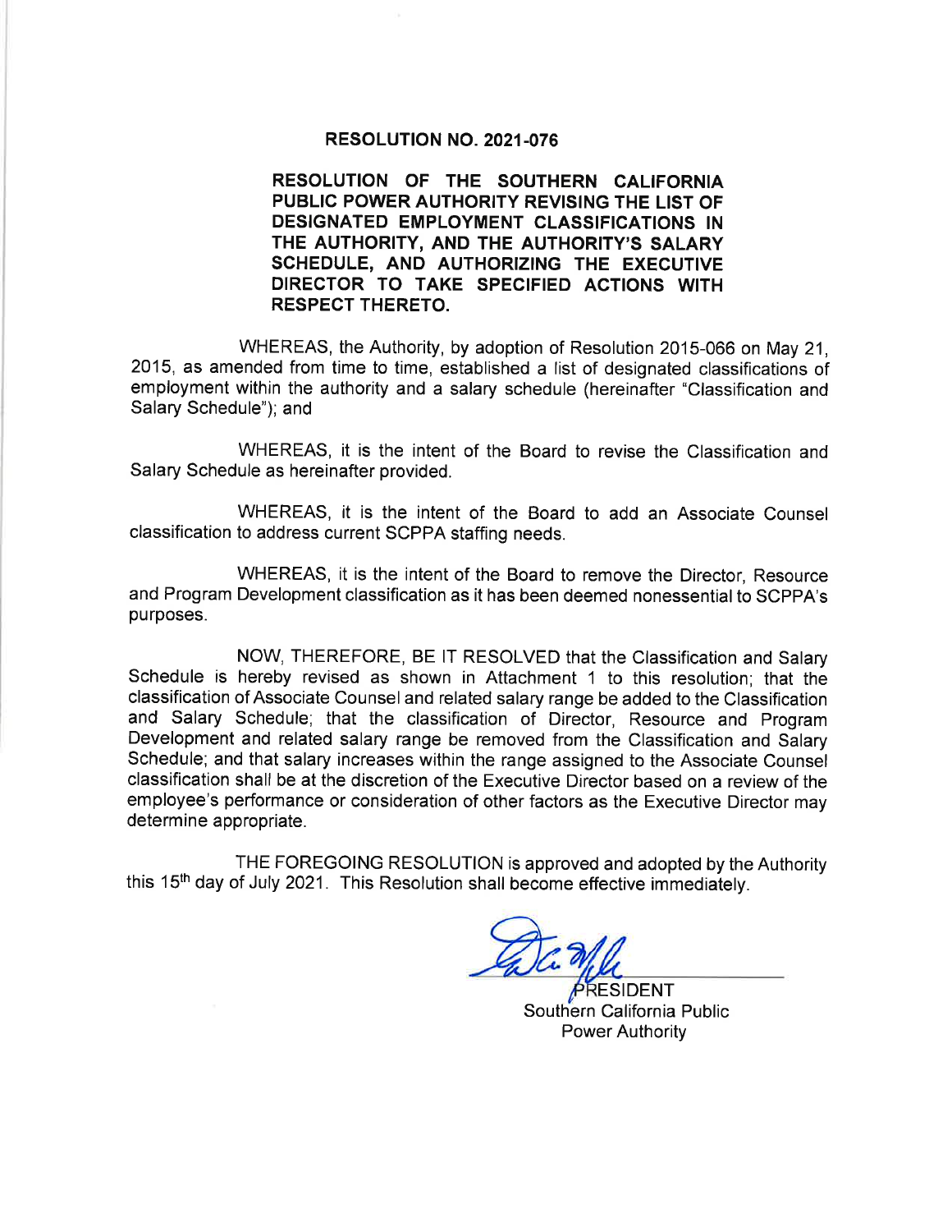# RESOLUTION NO. 2021-076

**RESOLUTION OF THE SOUTHERN CALIFORNIA PUBLIC POWER AUTHORITY REVISING THE LIST OF DESIGNATED EMPLOYMENT CLASSIFICATIONS IN THE AUTHORITY, AND THE AUTHORITY'S SALARY SCHEDULE, AND AUTHORIZING THE EXECUTIVE DIRECTOR TO TAKE SPECIFIED ACTIONS WITH RESPECT THERETO.**

WHEREAS, the Authority, by adoption of Resolution 2015-066 on May 21, 2015, as amended from time to time, established a list of designated classifications of employment within the authority and a salary schedule (hereinafter "Classification and Salary Schedule"); and

WHEREAS, it is the intent of the Board to revise the Classification and Salary Schedule as hereinafter provided.

WHEREAS, it is the intent of the Board to add an Associate Counsel classification to address current SCPPA staffing needs.

WHEREAS, it is the intent of the Board to remove the Director, Resource and Program Development classification as it has been deemed nonessential to SCPPA's purposes.

NOW, THEREFORE, BE IT RESOLVED that the Classification and Salary Schedule is hereby revised as shown in Attachment 1 to this resolution; that the classification of Associate Counsel and related salary range be added to the Classification and Salary Schedule; that the classification of Director, Resource and Program Development and related salary range be removed from the Classification and Salary Schedule; and that salary increases within the range assigned to the Associate Counsel classification shall be at the discretion of the Executive Director based on a review of the employee's performance or consideration of other factors as the Executive Director may determine appropriate.

THE FOREGOING RESOLUTION is approved and adopted by the Authority this 15th day of July 2021. This Resolution shall become effective immediately.

PRESIDENT
Southern California Public Power Authority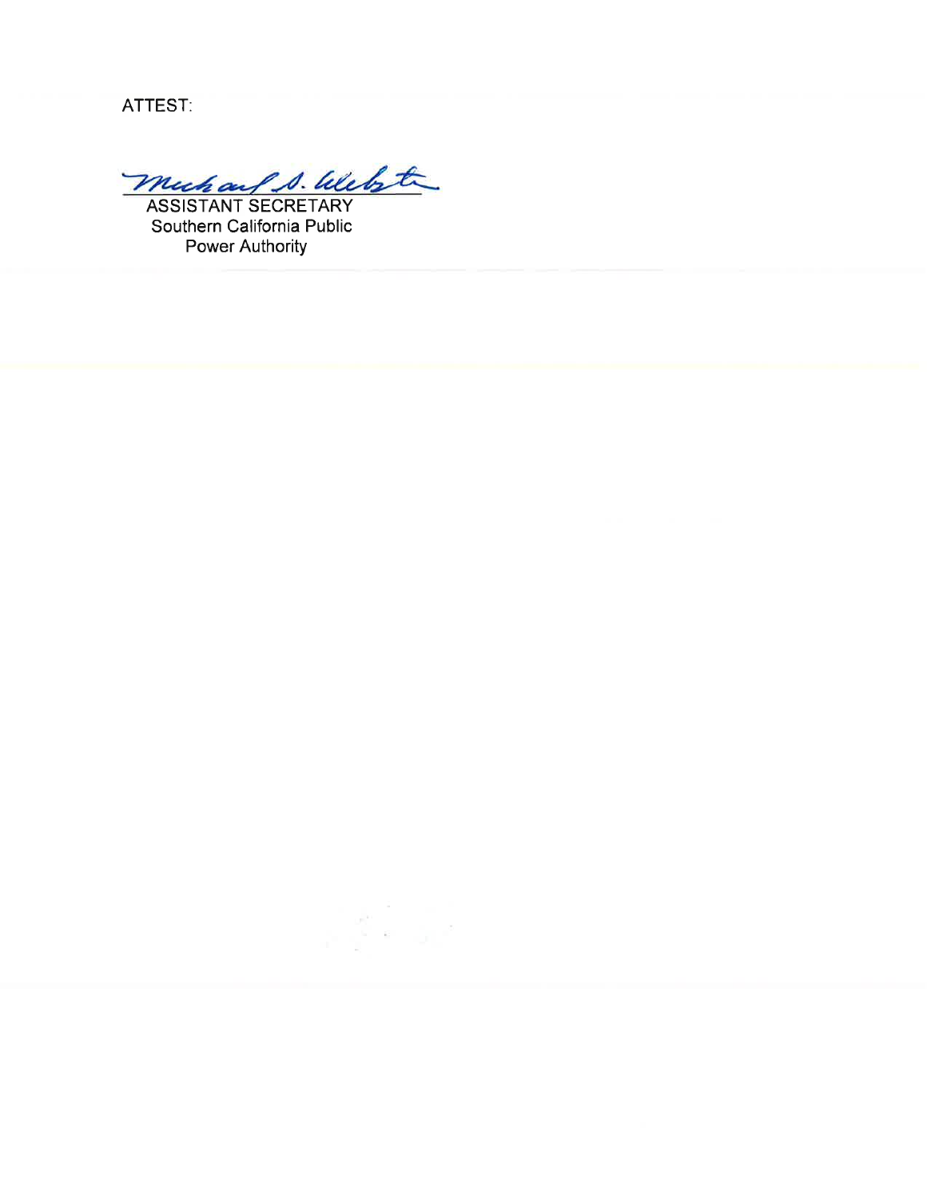ATTEST:

Michael S. Webster

ASSISTANT SECRETARY
Southern California Public
Power Authority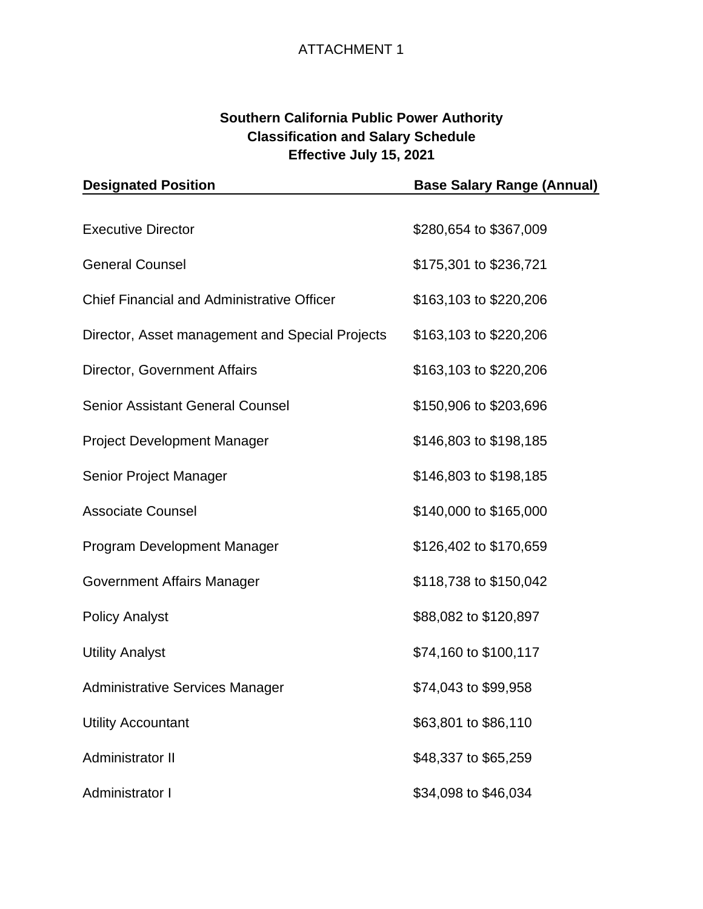ATTACHMENT 1

**Southern California Public Power Authority**
**Classification and Salary Schedule**
**Effective July 15, 2021**

| Designated Position | Base Salary Range (Annual) |
| --- | --- |
| Executive Director | $280,654 to $367,009 |
| General Counsel | $175,301 to $236,721 |
| Chief Financial and Administrative Officer | $163,103 to $220,206 |
| Director, Asset management and Special Projects | $163,103 to $220,206 |
| Director, Government Affairs | $163,103 to $220,206 |
| Senior Assistant General Counsel | $150,906 to $203,696 |
| Project Development Manager | $146,803 to $198,185 |
| Senior Project Manager | $146,803 to $198,185 |
| Associate Counsel | $140,000 to $165,000 |
| Program Development Manager | $126,402 to $170,659 |
| Government Affairs Manager | $118,738 to $150,042 |
| Policy Analyst | $88,082 to $120,897 |
| Utility Analyst | $74,160 to $100,117 |
| Administrative Services Manager | $74,043 to $99,958 |
| Utility Accountant | $63,801 to $86,110 |
| Administrator II | $48,337 to $65,259 |
| Administrator I | $34,098 to $46,034 |